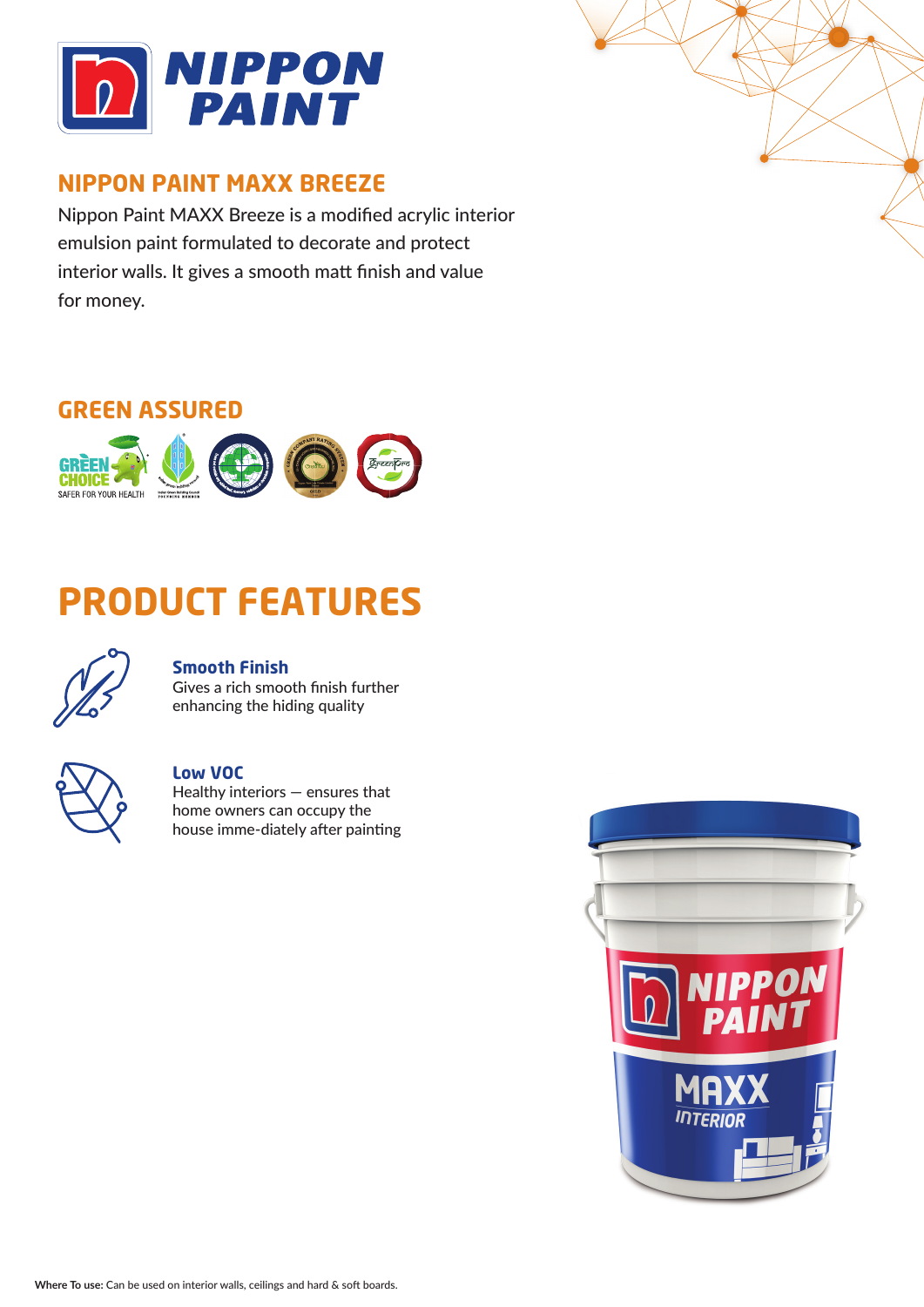# NIPPON PAINT

## NIPPON PAINT MAXX BREEZE

Nippon Paint MAXX Breeze is a modified acrylic interior emulsion paint formulated to decorate and protect interior walls. It gives a smooth matt finish and value for money.

## GREEN ASSURED

GREEN CHOICE
SAFER FOR YOUR HEALTH

## PRODUCT FEATURES

### Smooth Finish

Gives a rich smooth finish further enhancing the hiding quality

### Low VOC

Healthy interiors — ensures that home owners can occupy the house imme-diately after painting

**Where To use:** Can be used on interior walls, ceilings and hard & soft boards.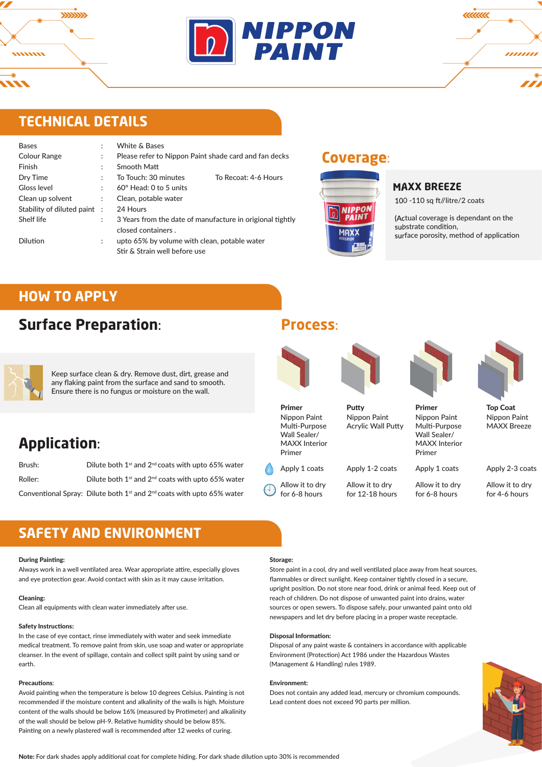# NIPPON PAINT

## TECHNICAL DETAILS

| | | |
|---|---|---|
| Bases | : | White & Bases |
| Colour Range | : | Please refer to Nippon Paint shade card and fan decks |
| Finish | : | Smooth Matt |
| Dry Time | : | To Touch: 30 minutes  To Recoat: 4-6 Hours |
| Gloss level | : | 60° Head: 0 to 5 units |
| Clean up solvent | : | Clean, potable water |
| Stability of diluted paint | : | 24 Hours |
| Shelf life | : | 3 Years from the date of manufacture in origional tightly closed containers . |
| Dilution | : | upto 65% by volume with clean, potable water<br>Stir & Strain well before use |

## Coverage:

### MAXX BREEZE

100 -110 sq ft//litre/2 coats

(Actual coverage is dependant on the substrate condition, surface porosity, method of application

## HOW TO APPLY

### Surface Preparation:

Keep surface clean & dry. Remove dust, dirt, grease and any flaking paint from the surface and sand to smooth. Ensure there is no fungus or moisture on the wall.

### Application:

| | |
|---|---|
| Brush: | Dilute both 1st and 2nd coats with upto 65% water |
| Roller: | Dilute both 1st and 2nd coats with upto 65% water |
| Conventional Spray: | Dilute both 1st and 2nd coats with upto 65% water |

### Process:

| Primer | Putty | Primer | Top Coat |
|---|---|---|---|
| Nippon Paint Multi-Purpose Wall Sealer/ MAXX Interior Primer | Nippon Paint Acrylic Wall Putty | Nippon Paint Multi-Purpose Wall Sealer/ MAXX Interior Primer | Nippon Paint MAXX Breeze |
| Apply 1 coats | Apply 1-2 coats | Apply 1 coats | Apply 2-3 coats |
| Allow it to dry for 6-8 hours | Allow it to dry for 12-18 hours | Allow it to dry for 6-8 hours | Allow it to dry for 4-6 hours |

## SAFETY AND ENVIRONMENT

**During Painting:**
Always work in a well ventilated area. Wear appropriate attire, especially gloves and eye protection gear. Avoid contact with skin as it may cause irritation.

**Cleaning:**
Clean all equipments with clean water immediately after use.

**Safety Instructions:**
In the case of eye contact, rinse immediately with water and seek immediate medical treatment. To remove paint from skin, use soap and water or appropriate cleanser. In the event of spillage, contain and collect spilt paint by using sand or earth.

**Precautions**:
Avoid painting when the temperature is below 10 degrees Celsius. Painting is not recommended if the moisture content and alkalinity of the walls is high. Moisture content of the walls should be below 16% (measured by Protimeter) and alkalinity of the wall should be below pH-9. Relative humidity should be below 85%. Painting on a newly plastered wall is recommended after 12 weeks of curing.

**Storage:**
Store paint in a cool, dry and well ventilated place away from heat sources, flammables or direct sunlight. Keep container tightly closed in a secure, upright position. Do not store near food, drink or animal feed. Keep out of reach of children. Do not dispose of unwanted paint into drains, water sources or open sewers. To dispose safely, pour unwanted paint onto old newspapers and let dry before placing in a proper waste receptacle.

**Disposal Information:**
Disposal of any paint waste & containers in accordance with applicable Environment (Protection) Act 1986 under the Hazardous Wastes (Management & Handling) rules 1989.

**Environment:**
Does not contain any added lead, mercury or chromium compounds. Lead content does not exceed 90 parts per million.

**Note:** For dark shades apply additional coat for complete hiding. For dark shade dilution upto 30% is recommended